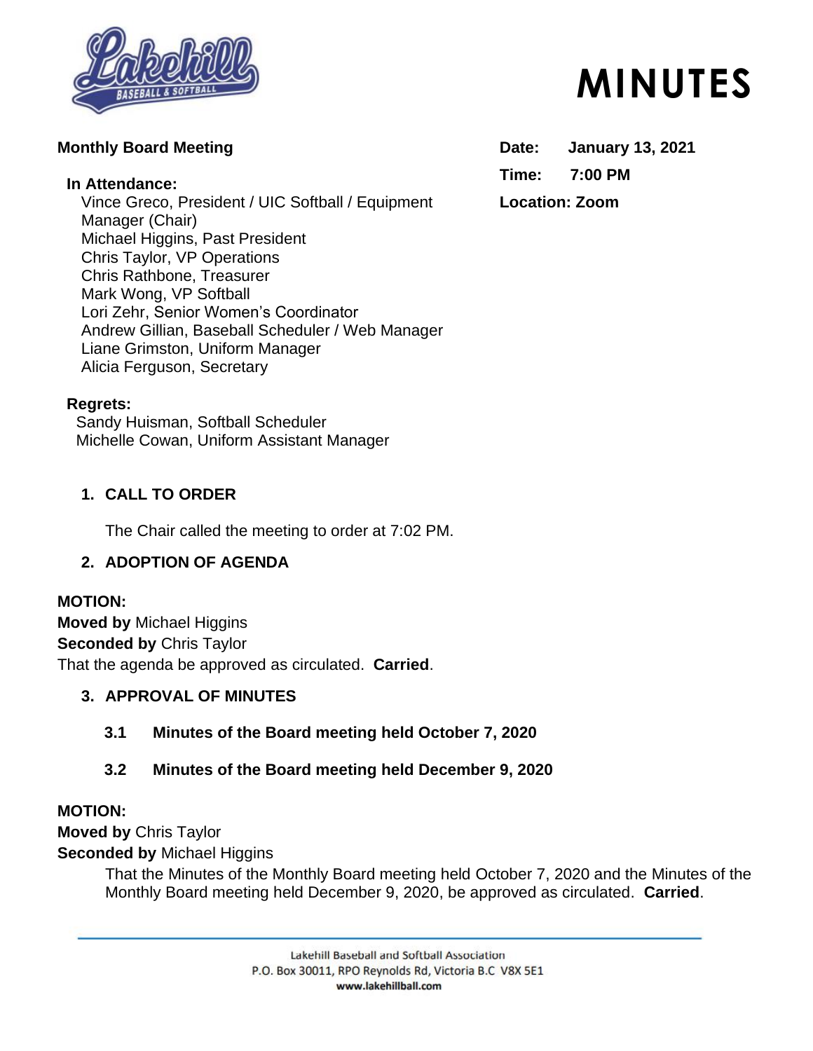# MINUTES

**Monthly Board Meeting**

**Date: January 13, 2021**

**Time: 7:00 PM**

**Location: Zoom**

**In Attendance:**

Vince Greco, President / UIC Softball / Equipment Manager (Chair)
Michael Higgins, Past President
Chris Taylor, VP Operations
Chris Rathbone, Treasurer
Mark Wong, VP Softball
Lori Zehr, Senior Women's Coordinator
Andrew Gillian, Baseball Scheduler / Web Manager
Liane Grimston, Uniform Manager
Alicia Ferguson, Secretary

**Regrets:**

Sandy Huisman, Softball Scheduler
Michelle Cowan, Uniform Assistant Manager

## 1. CALL TO ORDER

The Chair called the meeting to order at 7:02 PM.

## 2. ADOPTION OF AGENDA

**MOTION:**
**Moved by** Michael Higgins
**Seconded by** Chris Taylor
That the agenda be approved as circulated. **Carried**.

## 3. APPROVAL OF MINUTES

### 3.1 Minutes of the Board meeting held October 7, 2020

### 3.2 Minutes of the Board meeting held December 9, 2020

**MOTION:**
**Moved by** Chris Taylor
**Seconded by** Michael Higgins

That the Minutes of the Monthly Board meeting held October 7, 2020 and the Minutes of the Monthly Board meeting held December 9, 2020, be approved as circulated. **Carried**.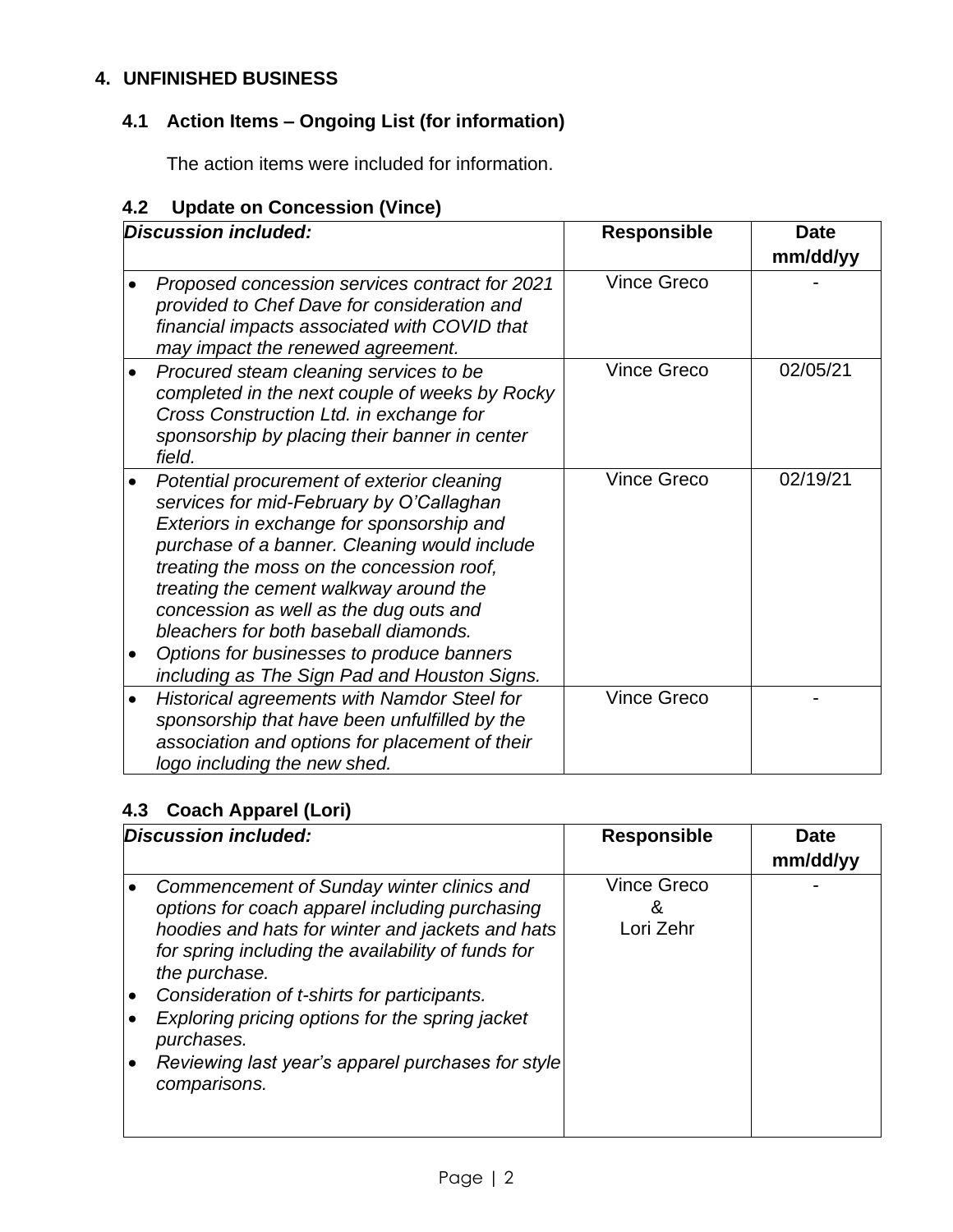## 4. UNFINISHED BUSINESS

### 4.1 Action Items – Ongoing List (for information)

The action items were included for information.

### 4.2 Update on Concession (Vince)

| *Discussion included:* | Responsible | Date mm/dd/yy |
|---|---|---|
| • *Proposed concession services contract for 2021 provided to Chef Dave for consideration and financial impacts associated with COVID that may impact the renewed agreement.* | Vince Greco | - |
| • *Procured steam cleaning services to be completed in the next couple of weeks by Rocky Cross Construction Ltd. in exchange for sponsorship by placing their banner in center field.* | Vince Greco | 02/05/21 |
| • *Potential procurement of exterior cleaning services for mid-February by O'Callaghan Exteriors in exchange for sponsorship and purchase of a banner. Cleaning would include treating the moss on the concession roof, treating the cement walkway around the concession as well as the dug outs and bleachers for both baseball diamonds.* <br> • *Options for businesses to produce banners including as The Sign Pad and Houston Signs.* | Vince Greco | 02/19/21 |
| • *Historical agreements with Namdor Steel for sponsorship that have been unfulfilled by the association and options for placement of their logo including the new shed.* | Vince Greco | - |

### 4.3 Coach Apparel (Lori)

| *Discussion included:* | Responsible | Date mm/dd/yy |
|---|---|---|
| • *Commencement of Sunday winter clinics and options for coach apparel including purchasing hoodies and hats for winter and jackets and hats for spring including the availability of funds for the purchase.* <br> • *Consideration of t-shirts for participants.* <br> • *Exploring pricing options for the spring jacket purchases.* <br> • *Reviewing last year's apparel purchases for style comparisons.* | Vince Greco & Lori Zehr | - |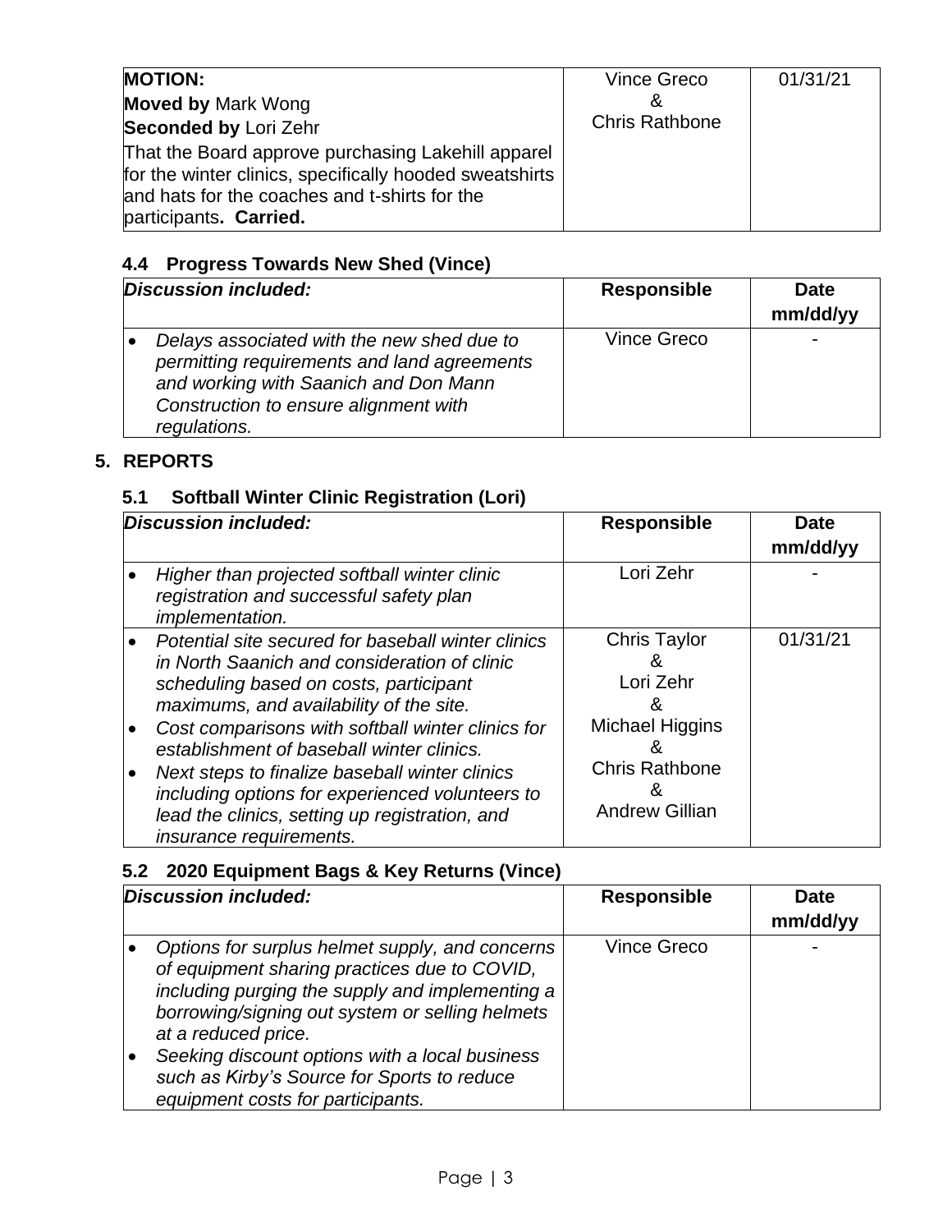| **MOTION:** **Moved by** Mark Wong **Seconded by** Lori Zehr That the Board approve purchasing Lakehill apparel for the winter clinics, specifically hooded sweatshirts and hats for the coaches and t-shirts for the participants**. Carried.** | Vince Greco & Chris Rathbone | 01/31/21 |
|---|---|---|

### 4.4 Progress Towards New Shed (Vince)

| *Discussion included:* | **Responsible** | **Date mm/dd/yy** |
|---|---|---|
| • *Delays associated with the new shed due to permitting requirements and land agreements and working with Saanich and Don Mann Construction to ensure alignment with regulations.* | Vince Greco | - |

## 5. REPORTS

### 5.1 Softball Winter Clinic Registration (Lori)

| *Discussion included:* | **Responsible** | **Date mm/dd/yy** |
|---|---|---|
| • *Higher than projected softball winter clinic registration and successful safety plan implementation.* | Lori Zehr | - |
| • *Potential site secured for baseball winter clinics in North Saanich and consideration of clinic scheduling based on costs, participant maximums, and availability of the site.* • *Cost comparisons with softball winter clinics for establishment of baseball winter clinics.* • *Next steps to finalize baseball winter clinics including options for experienced volunteers to lead the clinics, setting up registration, and insurance requirements.* | Chris Taylor & Lori Zehr & Michael Higgins & Chris Rathbone & Andrew Gillian | 01/31/21 |

### 5.2 2020 Equipment Bags & Key Returns (Vince)

| *Discussion included:* | **Responsible** | **Date mm/dd/yy** |
|---|---|---|
| • *Options for surplus helmet supply, and concerns of equipment sharing practices due to COVID, including purging the supply and implementing a borrowing/signing out system or selling helmets at a reduced price.* • *Seeking discount options with a local business such as Kirby's Source for Sports to reduce equipment costs for participants.* | Vince Greco | - |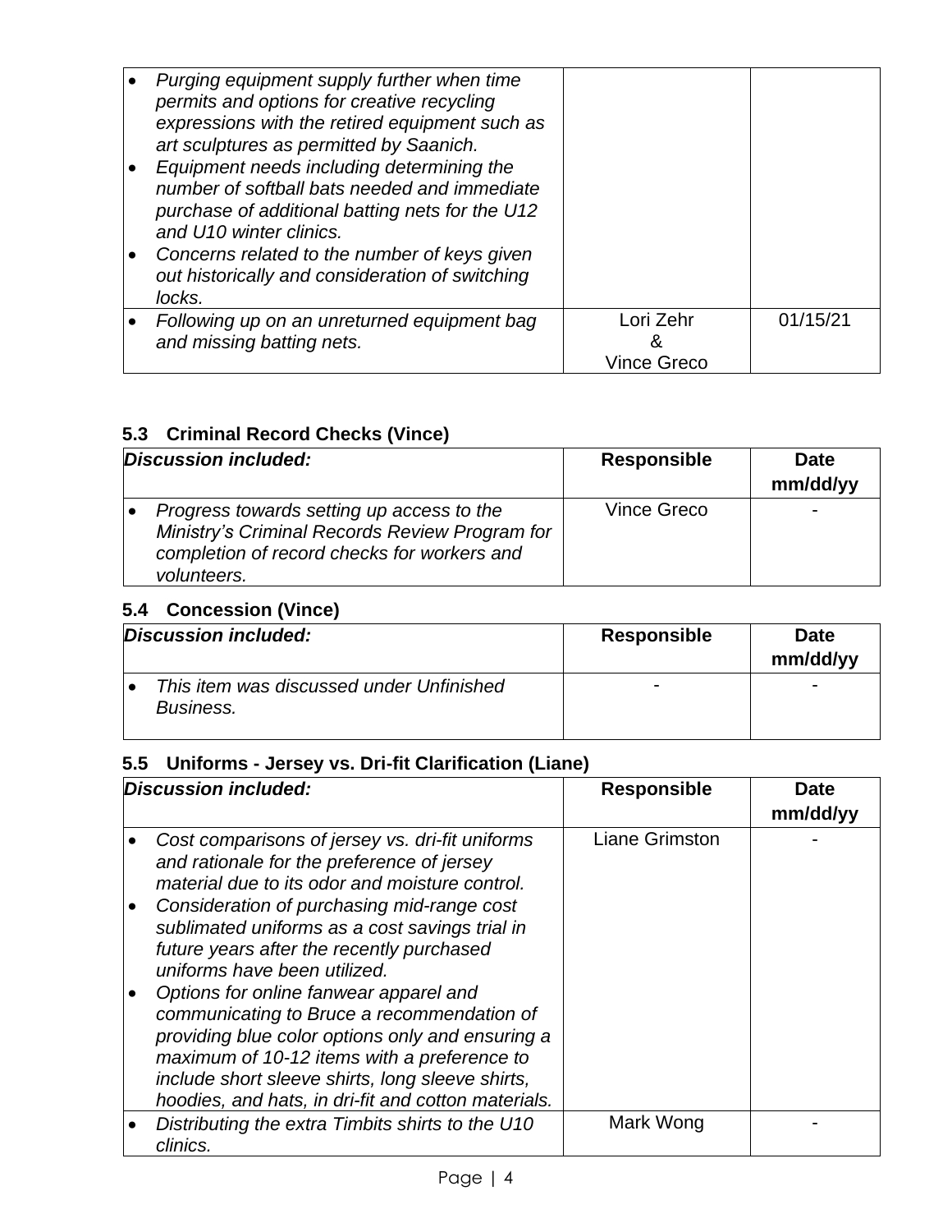| | | |
|---|---|---|
| • *Purging equipment supply further when time permits and options for creative recycling expressions with the retired equipment such as art sculptures as permitted by Saanich.*<br>• *Equipment needs including determining the number of softball bats needed and immediate purchase of additional batting nets for the U12 and U10 winter clinics.*<br>• *Concerns related to the number of keys given out historically and consideration of switching locks.* | | |
| • *Following up on an unreturned equipment bag and missing batting nets.* | Lori Zehr & Vince Greco | 01/15/21 |

### 5.3 Criminal Record Checks (Vince)

| ***Discussion included:*** | **Responsible** | **Date mm/dd/yy** |
|---|---|---|
| • *Progress towards setting up access to the Ministry's Criminal Records Review Program for completion of record checks for workers and volunteers.* | Vince Greco | - |

### 5.4 Concession (Vince)

| ***Discussion included:*** | **Responsible** | **Date mm/dd/yy** |
|---|---|---|
| • *This item was discussed under Unfinished Business.* | - | - |

### 5.5 Uniforms - Jersey vs. Dri-fit Clarification (Liane)

| ***Discussion included:*** | **Responsible** | **Date mm/dd/yy** |
|---|---|---|
| • *Cost comparisons of jersey vs. dri-fit uniforms and rationale for the preference of jersey material due to its odor and moisture control.*<br>• *Consideration of purchasing mid-range cost sublimated uniforms as a cost savings trial in future years after the recently purchased uniforms have been utilized.*<br>• *Options for online fanwear apparel and communicating to Bruce a recommendation of providing blue color options only and ensuring a maximum of 10-12 items with a preference to include short sleeve shirts, long sleeve shirts, hoodies, and hats, in dri-fit and cotton materials.* | Liane Grimston | - |
| • *Distributing the extra Timbits shirts to the U10 clinics.* | Mark Wong | - |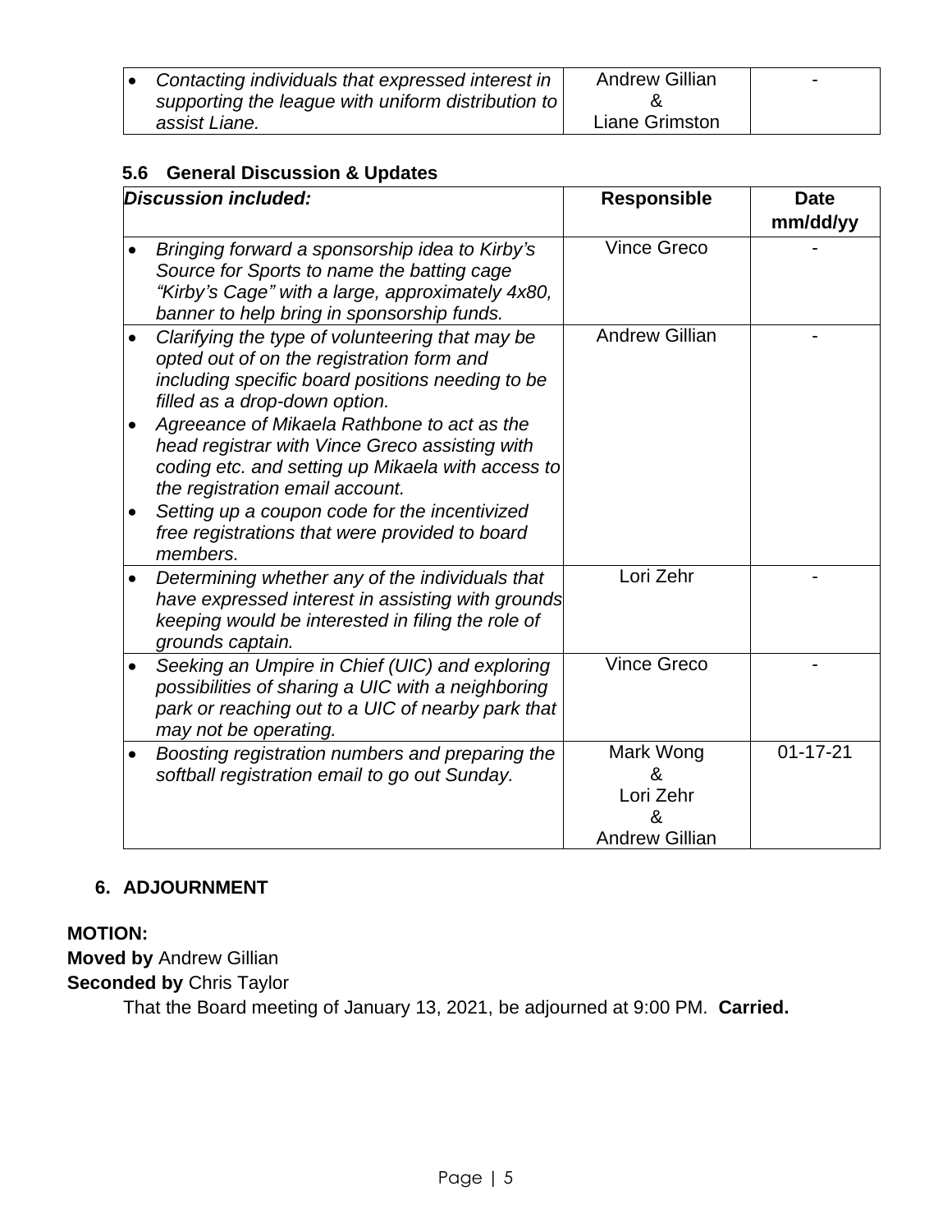| | | |
|---|---|---|
| • *Contacting individuals that expressed interest in supporting the league with uniform distribution to assist Liane.* | Andrew Gillian & Liane Grimston | - |

### 5.6 General Discussion & Updates

| *Discussion included:* | **Responsible** | **Date mm/dd/yy** |
|---|---|---|
| • *Bringing forward a sponsorship idea to Kirby's Source for Sports to name the batting cage "Kirby's Cage" with a large, approximately 4x80, banner to help bring in sponsorship funds.* | Vince Greco | - |
| • *Clarifying the type of volunteering that may be opted out of on the registration form and including specific board positions needing to be filled as a drop-down option.*<br>• *Agreeance of Mikaela Rathbone to act as the head registrar with Vince Greco assisting with coding etc. and setting up Mikaela with access to the registration email account.*<br>• *Setting up a coupon code for the incentivized free registrations that were provided to board members.* | Andrew Gillian | - |
| • *Determining whether any of the individuals that have expressed interest in assisting with grounds keeping would be interested in filing the role of grounds captain.* | Lori Zehr | - |
| • *Seeking an Umpire in Chief (UIC) and exploring possibilities of sharing a UIC with a neighboring park or reaching out to a UIC of nearby park that may not be operating.* | Vince Greco | - |
| • *Boosting registration numbers and preparing the softball registration email to go out Sunday.* | Mark Wong & Lori Zehr & Andrew Gillian | 01-17-21 |

## 6. ADJOURNMENT

**MOTION:**
**Moved by** Andrew Gillian
**Seconded by** Chris Taylor

That the Board meeting of January 13, 2021, be adjourned at 9:00 PM. **Carried.**